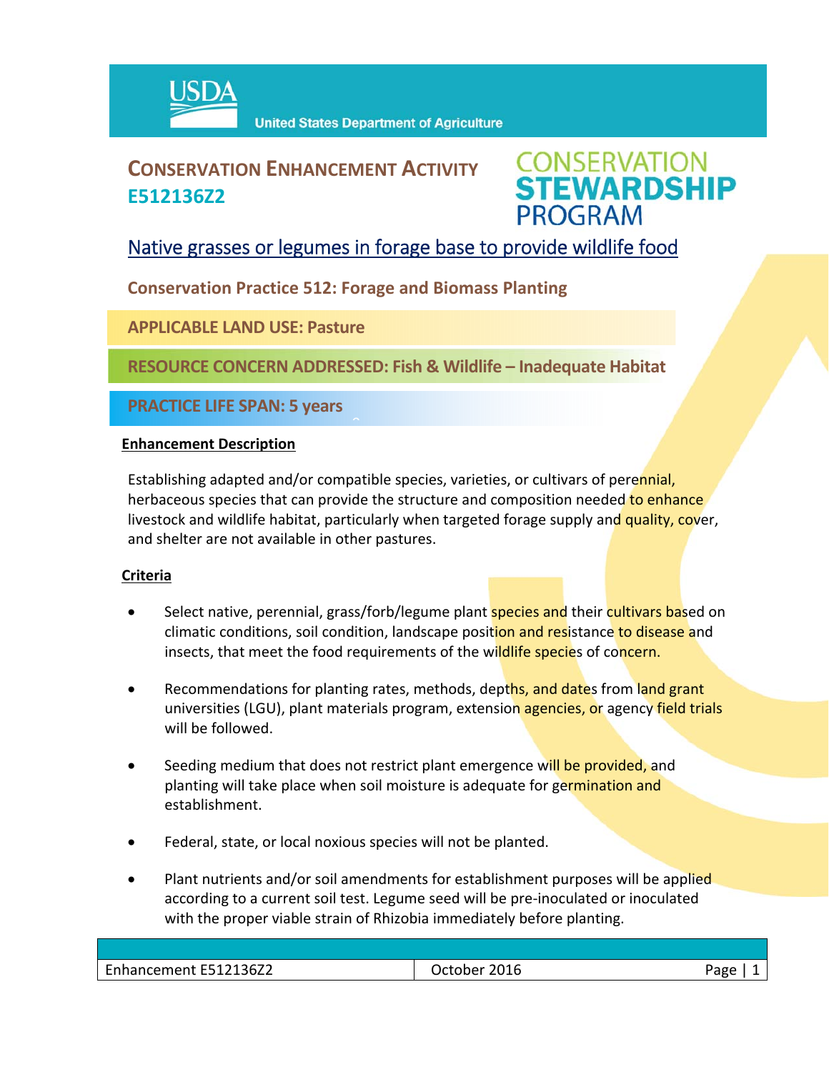USDA United States Department of Agriculture

# CONSERVATION ENHANCEMENT ACTIVITY E512136Z2

CONSERVATION STEWARDSHIP PROGRAM

## Native grasses or legumes in forage base to provide wildlife food

**Conservation Practice 512: Forage and Biomass Planting**

**APPLICABLE LAND USE: Pasture**

**RESOURCE CONCERN ADDRESSED: Fish & Wildlife – Inadequate Habitat**

**PRACTICE LIFE SPAN: 5 years**

### Enhancement Description

Establishing adapted and/or compatible species, varieties, or cultivars of perennial, herbaceous species that can provide the structure and composition needed to enhance livestock and wildlife habitat, particularly when targeted forage supply and quality, cover, and shelter are not available in other pastures.

### Criteria

- Select native, perennial, grass/forb/legume plant species and their cultivars based on climatic conditions, soil condition, landscape position and resistance to disease and insects, that meet the food requirements of the wildlife species of concern.
- Recommendations for planting rates, methods, depths, and dates from land grant universities (LGU), plant materials program, extension agencies, or agency field trials will be followed.
- Seeding medium that does not restrict plant emergence will be provided, and planting will take place when soil moisture is adequate for germination and establishment.
- Federal, state, or local noxious species will not be planted.
- Plant nutrients and/or soil amendments for establishment purposes will be applied according to a current soil test. Legume seed will be pre-inoculated or inoculated with the proper viable strain of Rhizobia immediately before planting.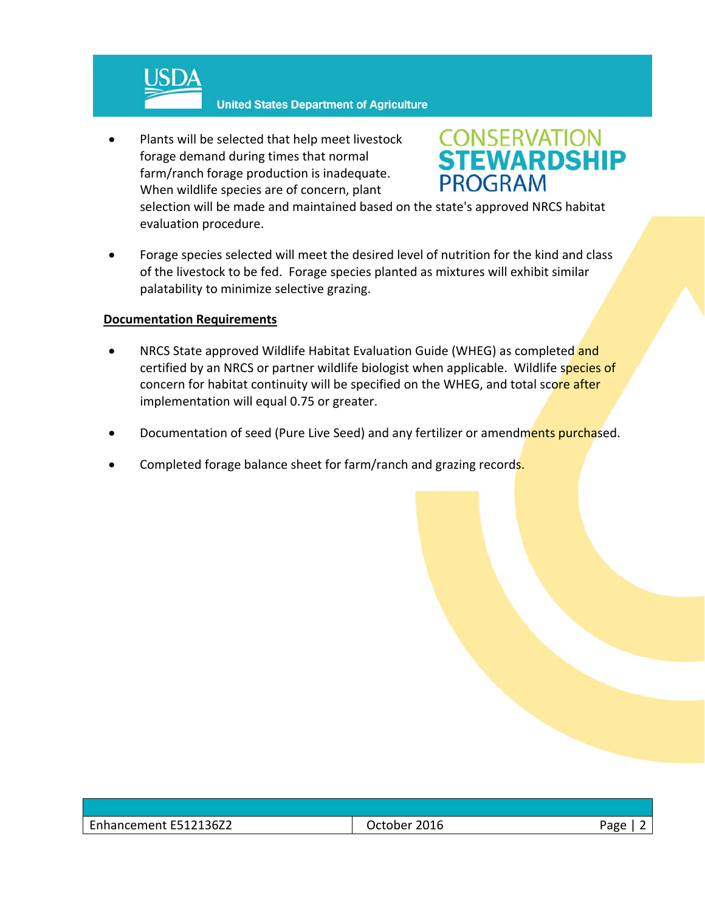- Plants will be selected that help meet livestock forage demand during times that normal farm/ranch forage production is inadequate. When wildlife species are of concern, plant selection will be made and maintained based on the state's approved NRCS habitat evaluation procedure.

- Forage species selected will meet the desired level of nutrition for the kind and class of the livestock to be fed. Forage species planted as mixtures will exhibit similar palatability to minimize selective grazing.

**Documentation Requirements**

- NRCS State approved Wildlife Habitat Evaluation Guide (WHEG) as completed and certified by an NRCS or partner wildlife biologist when applicable. Wildlife species of concern for habitat continuity will be specified on the WHEG, and total score after implementation will equal 0.75 or greater.

- Documentation of seed (Pure Live Seed) and any fertilizer or amendments purchased.

- Completed forage balance sheet for farm/ranch and grazing records.